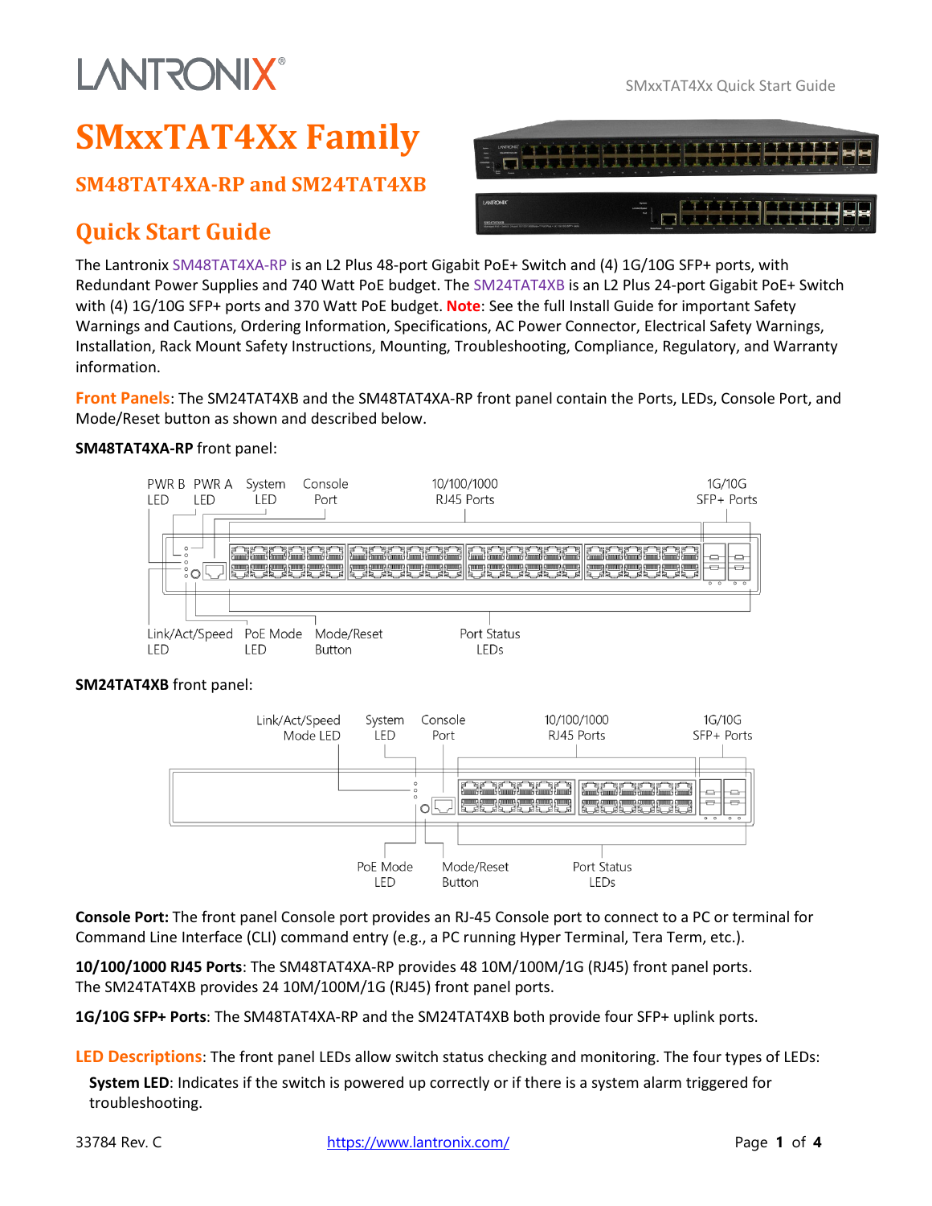# SMxxTAT4Xx Family

## SM48TAT4XA-RP and SM24TAT4XB

## Quick Start Guide

The Lantronix SM48TAT4XA-RP is an L2 Plus 48-port Gigabit PoE+ Switch and (4) 1G/10G SFP+ ports, with Redundant Power Supplies and 740 Watt PoE budget. The SM24TAT4XB is an L2 Plus 24-port Gigabit PoE+ Switch with (4) 1G/10G SFP+ ports and 370 Watt PoE budget. **Note**: See the full Install Guide for important Safety Warnings and Cautions, Ordering Information, Specifications, AC Power Connector, Electrical Safety Warnings, Installation, Rack Mount Safety Instructions, Mounting, Troubleshooting, Compliance, Regulatory, and Warranty information.

**Front Panels**: The SM24TAT4XB and the SM48TAT4XA-RP front panel contain the Ports, LEDs, Console Port, and Mode/Reset button as shown and described below.

**SM48TAT4XA-RP** front panel:

PWR B LED, PWR A LED, System LED, Console Port, 10/100/1000 RJ45 Ports, 1G/10G SFP+ Ports, Link/Act/Speed LED, PoE Mode LED, Mode/Reset Button, Port Status LEDs

**SM24TAT4XB** front panel:

Link/Act/Speed Mode LED, System LED, Console Port, 10/100/1000 RJ45 Ports, 1G/10G SFP+ Ports, PoE Mode LED, Mode/Reset Button, Port Status LEDs

**Console Port:** The front panel Console port provides an RJ-45 Console port to connect to a PC or terminal for Command Line Interface (CLI) command entry (e.g., a PC running Hyper Terminal, Tera Term, etc.).

**10/100/1000 RJ45 Ports**: The SM48TAT4XA-RP provides 48 10M/100M/1G (RJ45) front panel ports. The SM24TAT4XB provides 24 10M/100M/1G (RJ45) front panel ports.

**1G/10G SFP+ Ports**: The SM48TAT4XA-RP and the SM24TAT4XB both provide four SFP+ uplink ports.

**LED Descriptions**: The front panel LEDs allow switch status checking and monitoring. The four types of LEDs:

**System LED**: Indicates if the switch is powered up correctly or if there is a system alarm triggered for troubleshooting.

33784 Rev. C https://www.lantronix.com/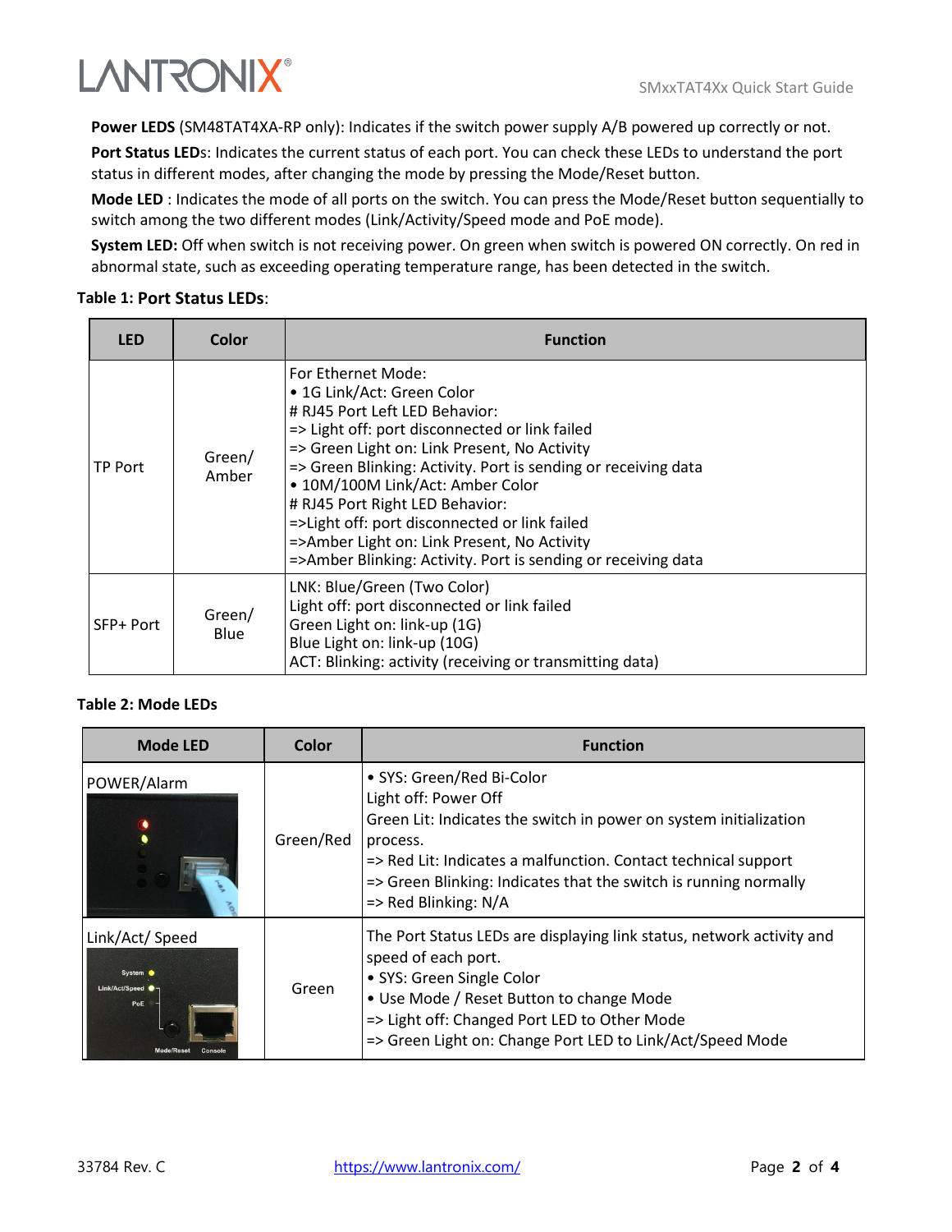**Power LEDS** (SM48TAT4XA-RP only): Indicates if the switch power supply A/B powered up correctly or not.

**Port Status LEDs**: Indicates the current status of each port. You can check these LEDs to understand the port status in different modes, after changing the mode by pressing the Mode/Reset button.

**Mode LED** : Indicates the mode of all ports on the switch. You can press the Mode/Reset button sequentially to switch among the two different modes (Link/Activity/Speed mode and PoE mode).

**System LED:** Off when switch is not receiving power. On green when switch is powered ON correctly. On red in abnormal state, such as exceeding operating temperature range, has been detected in the switch.

**Table 1: Port Status LEDs**:

| LED | Color | Function |
|---|---|---|
| TP Port | Green/ Amber | For Ethernet Mode:<br>• 1G Link/Act: Green Color<br># RJ45 Port Left LED Behavior:<br>=> Light off: port disconnected or link failed<br>=> Green Light on: Link Present, No Activity<br>=> Green Blinking: Activity. Port is sending or receiving data<br>• 10M/100M Link/Act: Amber Color<br># RJ45 Port Right LED Behavior:<br>=>Light off: port disconnected or link failed<br>=>Amber Light on: Link Present, No Activity<br>=>Amber Blinking: Activity. Port is sending or receiving data |
| SFP+ Port | Green/ Blue | LNK: Blue/Green (Two Color)<br>Light off: port disconnected or link failed<br>Green Light on: link-up (1G)<br>Blue Light on: link-up (10G)<br>ACT: Blinking: activity (receiving or transmitting data) |

**Table 2: Mode LEDs**

| Mode LED | Color | Function |
|---|---|---|
| POWER/Alarm | Green/Red | • SYS: Green/Red Bi-Color<br>Light off: Power Off<br>Green Lit: Indicates the switch in power on system initialization process.<br>=> Red Lit: Indicates a malfunction. Contact technical support<br>=> Green Blinking: Indicates that the switch is running normally<br>=> Red Blinking: N/A |
| Link/Act/ Speed | Green | The Port Status LEDs are displaying link status, network activity and speed of each port.<br>• SYS: Green Single Color<br>• Use Mode / Reset Button to change Mode<br>=> Light off: Changed Port LED to Other Mode<br>=> Green Light on: Change Port LED to Link/Act/Speed Mode |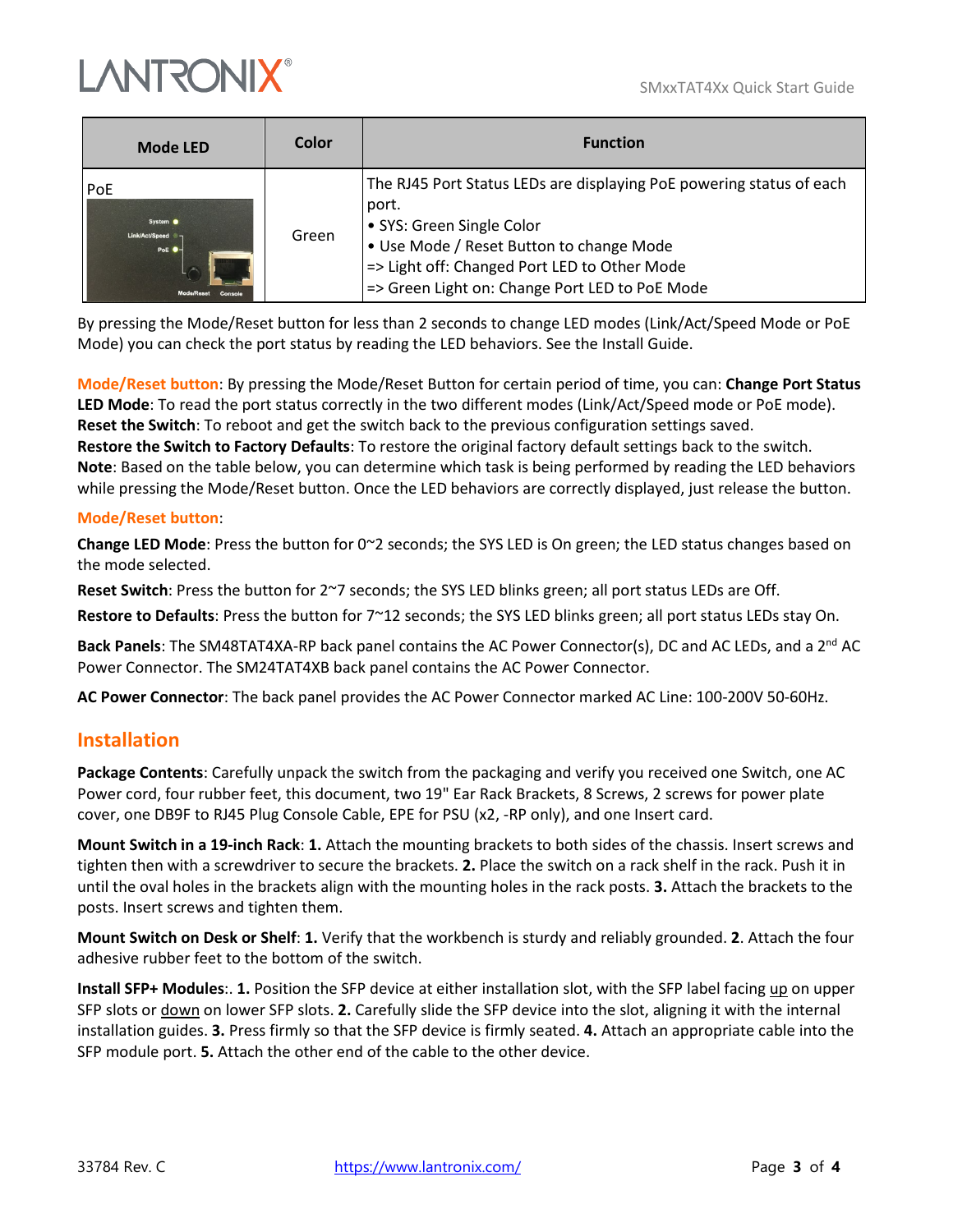| Mode LED | Color | Function |
|---|---|---|
| PoE | Green | The RJ45 Port Status LEDs are displaying PoE powering status of each port.<br>• SYS: Green Single Color<br>• Use Mode / Reset Button to change Mode<br>=> Light off: Changed Port LED to Other Mode<br>=> Green Light on: Change Port LED to PoE Mode |

By pressing the Mode/Reset button for less than 2 seconds to change LED modes (Link/Act/Speed Mode or PoE Mode) you can check the port status by reading the LED behaviors. See the Install Guide.

**Mode/Reset button**: By pressing the Mode/Reset Button for certain period of time, you can: **Change Port Status LED Mode**: To read the port status correctly in the two different modes (Link/Act/Speed mode or PoE mode).
**Reset the Switch**: To reboot and get the switch back to the previous configuration settings saved.
**Restore the Switch to Factory Defaults**: To restore the original factory default settings back to the switch.
**Note**: Based on the table below, you can determine which task is being performed by reading the LED behaviors while pressing the Mode/Reset button. Once the LED behaviors are correctly displayed, just release the button.

**Mode/Reset button**:

**Change LED Mode**: Press the button for 0~2 seconds; the SYS LED is On green; the LED status changes based on the mode selected.

**Reset Switch**: Press the button for 2~7 seconds; the SYS LED blinks green; all port status LEDs are Off.

**Restore to Defaults**: Press the button for 7~12 seconds; the SYS LED blinks green; all port status LEDs stay On.

**Back Panels**: The SM48TAT4XA-RP back panel contains the AC Power Connector(s), DC and AC LEDs, and a 2nd AC Power Connector. The SM24TAT4XB back panel contains the AC Power Connector.

**AC Power Connector**: The back panel provides the AC Power Connector marked AC Line: 100-200V 50-60Hz.

## Installation

**Package Contents**: Carefully unpack the switch from the packaging and verify you received one Switch, one AC Power cord, four rubber feet, this document, two 19" Ear Rack Brackets, 8 Screws, 2 screws for power plate cover, one DB9F to RJ45 Plug Console Cable, EPE for PSU (x2, -RP only), and one Insert card.

**Mount Switch in a 19-inch Rack**: **1.** Attach the mounting brackets to both sides of the chassis. Insert screws and tighten then with a screwdriver to secure the brackets. **2.** Place the switch on a rack shelf in the rack. Push it in until the oval holes in the brackets align with the mounting holes in the rack posts. **3.** Attach the brackets to the posts. Insert screws and tighten them.

**Mount Switch on Desk or Shelf**: **1.** Verify that the workbench is sturdy and reliably grounded. **2**. Attach the four adhesive rubber feet to the bottom of the switch.

**Install SFP+ Modules**:. **1.** Position the SFP device at either installation slot, with the SFP label facing up on upper SFP slots or down on lower SFP slots. **2.** Carefully slide the SFP device into the slot, aligning it with the internal installation guides. **3.** Press firmly so that the SFP device is firmly seated. **4.** Attach an appropriate cable into the SFP module port. **5.** Attach the other end of the cable to the other device.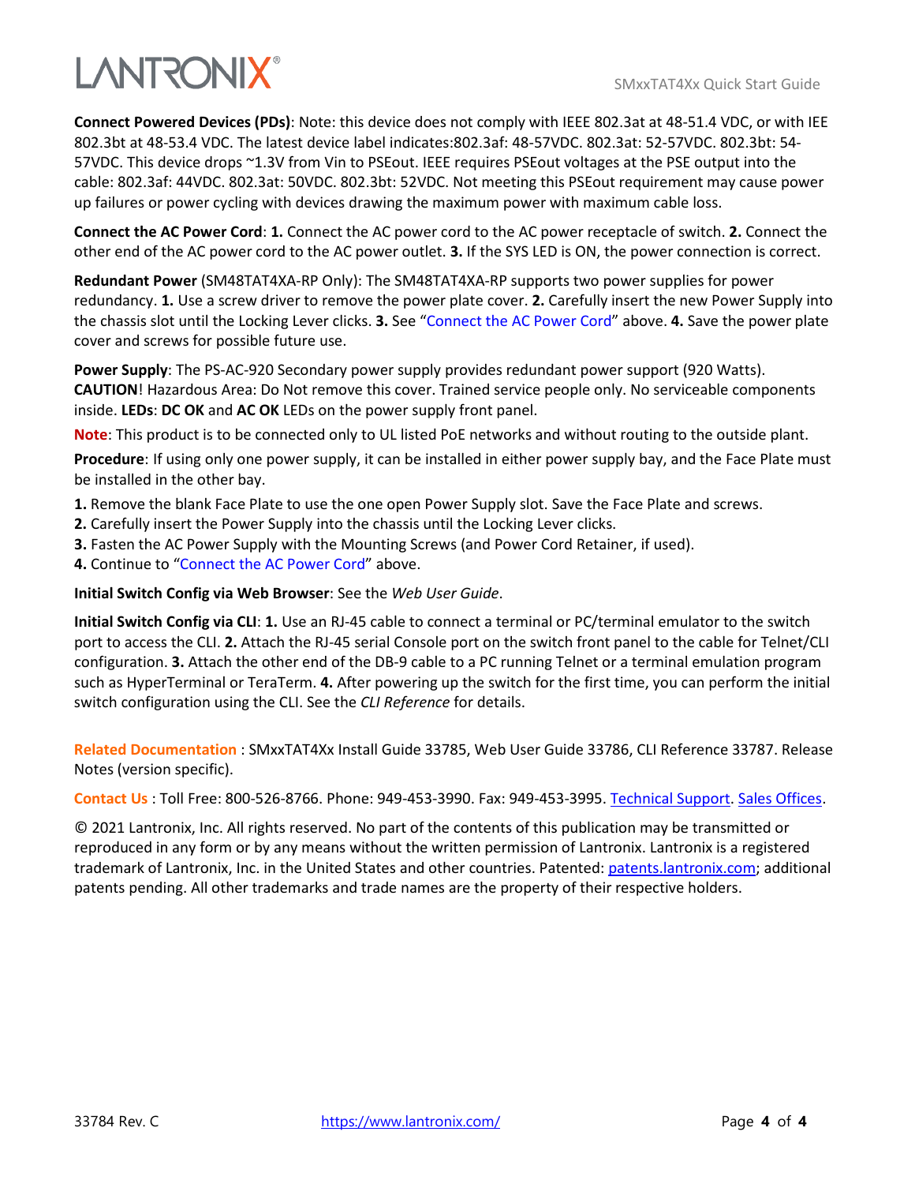**Connect Powered Devices (PDs)**: Note: this device does not comply with IEEE 802.3at at 48-51.4 VDC, or with IEE 802.3bt at 48-53.4 VDC. The latest device label indicates:802.3af: 48-57VDC. 802.3at: 52-57VDC. 802.3bt: 54-57VDC. This device drops ~1.3V from Vin to PSEout. IEEE requires PSEout voltages at the PSE output into the cable: 802.3af: 44VDC. 802.3at: 50VDC. 802.3bt: 52VDC. Not meeting this PSEout requirement may cause power up failures or power cycling with devices drawing the maximum power with maximum cable loss.

**Connect the AC Power Cord**: **1.** Connect the AC power cord to the AC power receptacle of switch. **2.** Connect the other end of the AC power cord to the AC power outlet. **3.** If the SYS LED is ON, the power connection is correct.

**Redundant Power** (SM48TAT4XA-RP Only): The SM48TAT4XA-RP supports two power supplies for power redundancy. **1.** Use a screw driver to remove the power plate cover. **2.** Carefully insert the new Power Supply into the chassis slot until the Locking Lever clicks. **3.** See "Connect the AC Power Cord" above. **4.** Save the power plate cover and screws for possible future use.

**Power Supply**: The PS-AC-920 Secondary power supply provides redundant power support (920 Watts). **CAUTION**! Hazardous Area: Do Not remove this cover. Trained service people only. No serviceable components inside. **LEDs**: **DC OK** and **AC OK** LEDs on the power supply front panel.

**Note**: This product is to be connected only to UL listed PoE networks and without routing to the outside plant.

**Procedure**: If using only one power supply, it can be installed in either power supply bay, and the Face Plate must be installed in the other bay.

**1.** Remove the blank Face Plate to use the one open Power Supply slot. Save the Face Plate and screws.
**2.** Carefully insert the Power Supply into the chassis until the Locking Lever clicks.
**3.** Fasten the AC Power Supply with the Mounting Screws (and Power Cord Retainer, if used).
**4.** Continue to "Connect the AC Power Cord" above.

**Initial Switch Config via Web Browser**: See the *Web User Guide*.

**Initial Switch Config via CLI**: **1.** Use an RJ-45 cable to connect a terminal or PC/terminal emulator to the switch port to access the CLI. **2.** Attach the RJ-45 serial Console port on the switch front panel to the cable for Telnet/CLI configuration. **3.** Attach the other end of the DB-9 cable to a PC running Telnet or a terminal emulation program such as HyperTerminal or TeraTerm. **4.** After powering up the switch for the first time, you can perform the initial switch configuration using the CLI. See the *CLI Reference* for details.

**Related Documentation** : SMxxTAT4Xx Install Guide 33785, Web User Guide 33786, CLI Reference 33787. Release Notes (version specific).

**Contact Us** : Toll Free: 800-526-8766. Phone: 949-453-3990. Fax: 949-453-3995. Technical Support. Sales Offices.

© 2021 Lantronix, Inc. All rights reserved. No part of the contents of this publication may be transmitted or reproduced in any form or by any means without the written permission of Lantronix. Lantronix is a registered trademark of Lantronix, Inc. in the United States and other countries. Patented: patents.lantronix.com; additional patents pending. All other trademarks and trade names are the property of their respective holders.